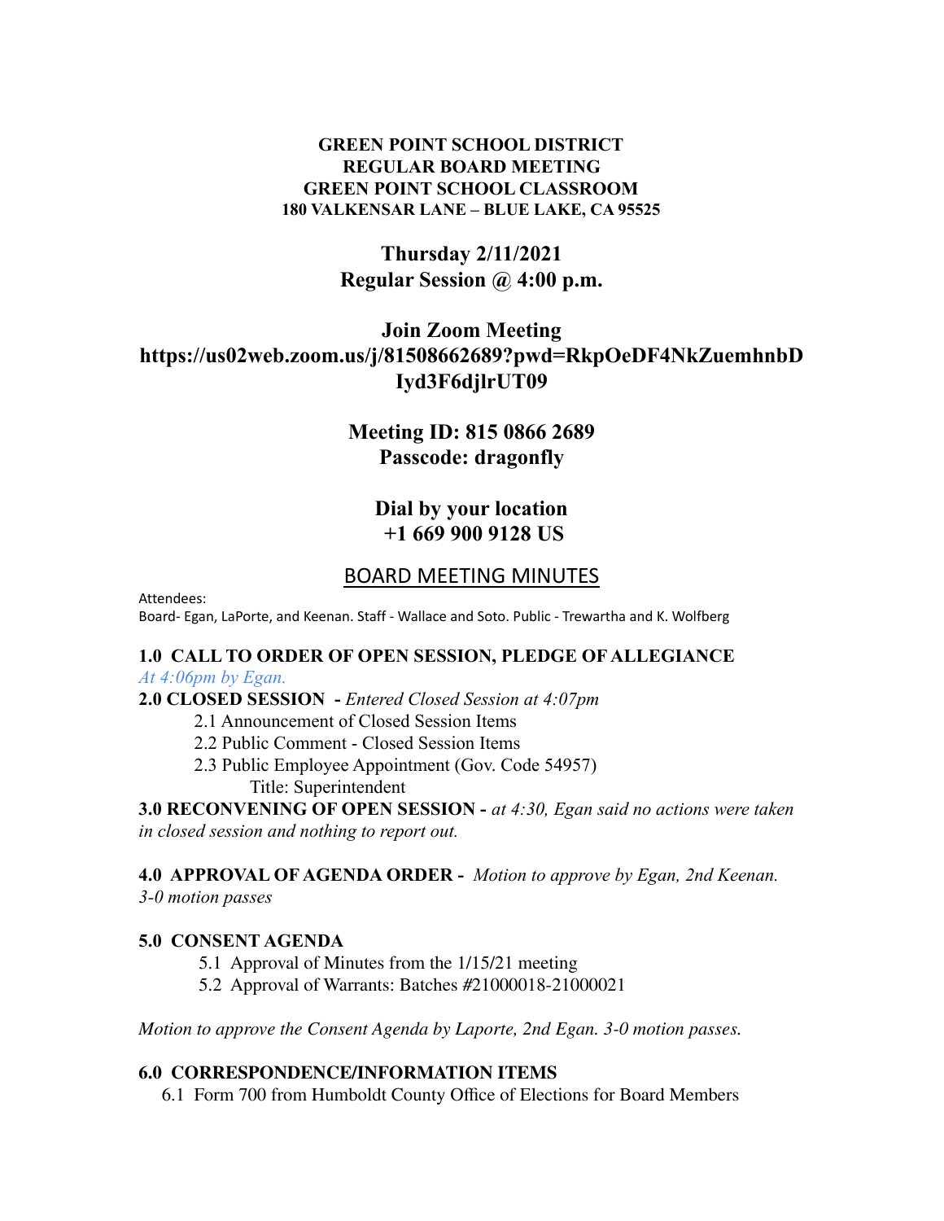**GREEN POINT SCHOOL DISTRICT**
**REGULAR BOARD MEETING**
**GREEN POINT SCHOOL CLASSROOM**
**180 VALKENSAR LANE – BLUE LAKE, CA 95525**

**Thursday 2/11/2021**
**Regular Session @ 4:00 p.m.**

**Join Zoom Meeting**
**https://us02web.zoom.us/j/81508662689?pwd=RkpOeDF4NkZuemhnbDIyd3F6djlrUT09**

**Meeting ID: 815 0866 2689**
**Passcode: dragonfly**

**Dial by your location**
**+1 669 900 9128 US**

# BOARD MEETING MINUTES

Attendees:
Board- Egan, LaPorte, and Keenan. Staff - Wallace and Soto. Public - Trewartha and K. Wolfberg

**1.0 CALL TO ORDER OF OPEN SESSION, PLEDGE OF ALLEGIANCE**
*At 4:06pm by Egan.*

**2.0 CLOSED SESSION -** *Entered Closed Session at 4:07pm*

- 2.1 Announcement of Closed Session Items
- 2.2 Public Comment - Closed Session Items
- 2.3 Public Employee Appointment (Gov. Code 54957)
  Title: Superintendent

**3.0 RECONVENING OF OPEN SESSION -** *at 4:30, Egan said no actions were taken in closed session and nothing to report out.*

**4.0 APPROVAL OF AGENDA ORDER -** *Motion to approve by Egan, 2nd Keenan. 3-0 motion passes*

**5.0 CONSENT AGENDA**

- 5.1 Approval of Minutes from the 1/15/21 meeting
- 5.2 Approval of Warrants: Batches #21000018-21000021

*Motion to approve the Consent Agenda by Laporte, 2nd Egan. 3-0 motion passes.*

**6.0 CORRESPONDENCE/INFORMATION ITEMS**

- 6.1 Form 700 from Humboldt County Office of Elections for Board Members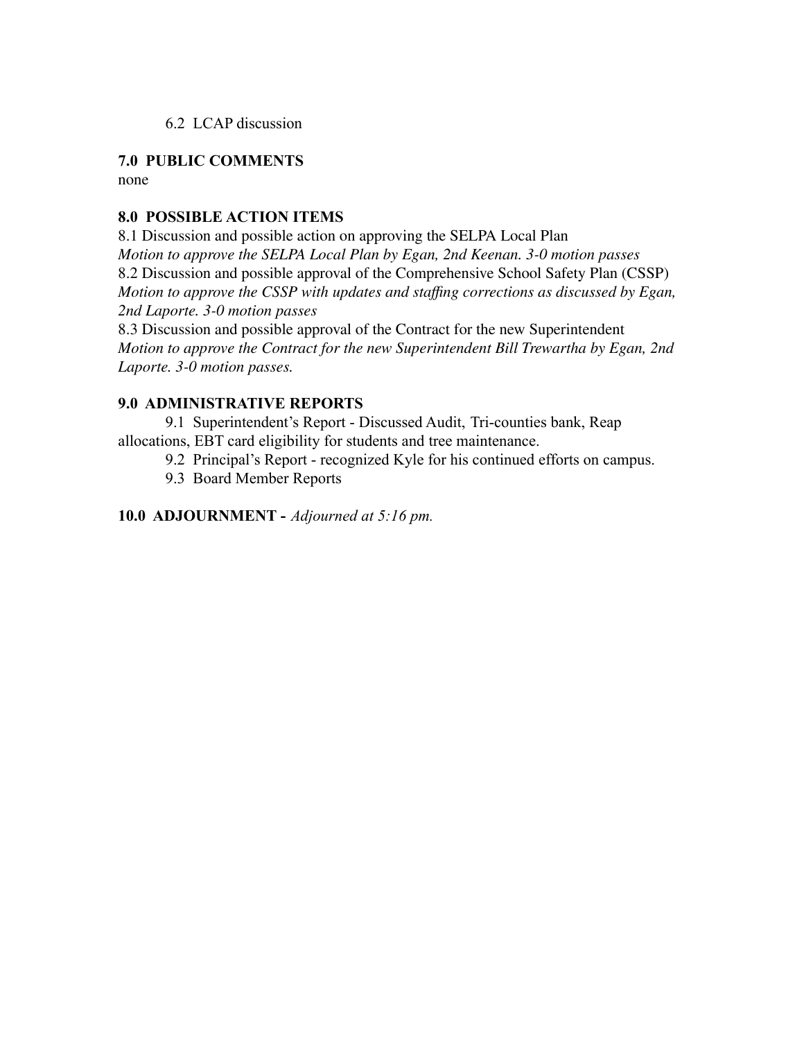6.2 LCAP discussion

**7.0 PUBLIC COMMENTS**

none

**8.0 POSSIBLE ACTION ITEMS**

8.1 Discussion and possible action on approving the SELPA Local Plan

*Motion to approve the SELPA Local Plan by Egan, 2nd Keenan. 3-0 motion passes*

8.2 Discussion and possible approval of the Comprehensive School Safety Plan (CSSP)

*Motion to approve the CSSP with updates and staffing corrections as discussed by Egan, 2nd Laporte. 3-0 motion passes*

8.3 Discussion and possible approval of the Contract for the new Superintendent

*Motion to approve the Contract for the new Superintendent Bill Trewartha by Egan, 2nd Laporte. 3-0 motion passes.*

**9.0 ADMINISTRATIVE REPORTS**

9.1 Superintendent's Report - Discussed Audit, Tri-counties bank, Reap allocations, EBT card eligibility for students and tree maintenance.

9.2 Principal's Report - recognized Kyle for his continued efforts on campus.

9.3 Board Member Reports

**10.0 ADJOURNMENT -** *Adjourned at 5:16 pm.*